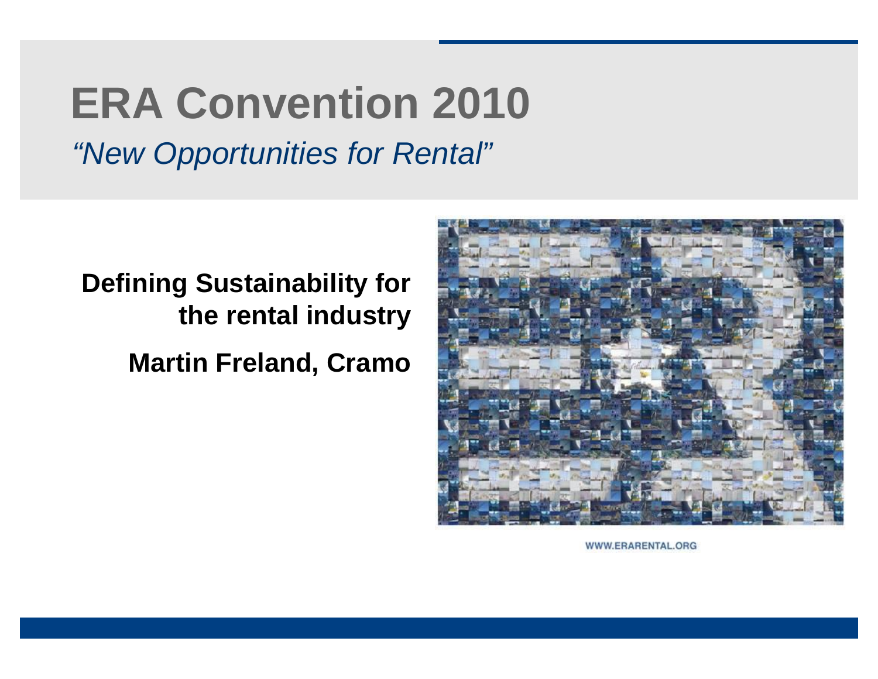# ERA Convention 2010

*"New Opportunities for Rental"*

**Defining Sustainability for the rental industry**

**Martin Freland, Cramo**

WWW.ERARENTAL.ORG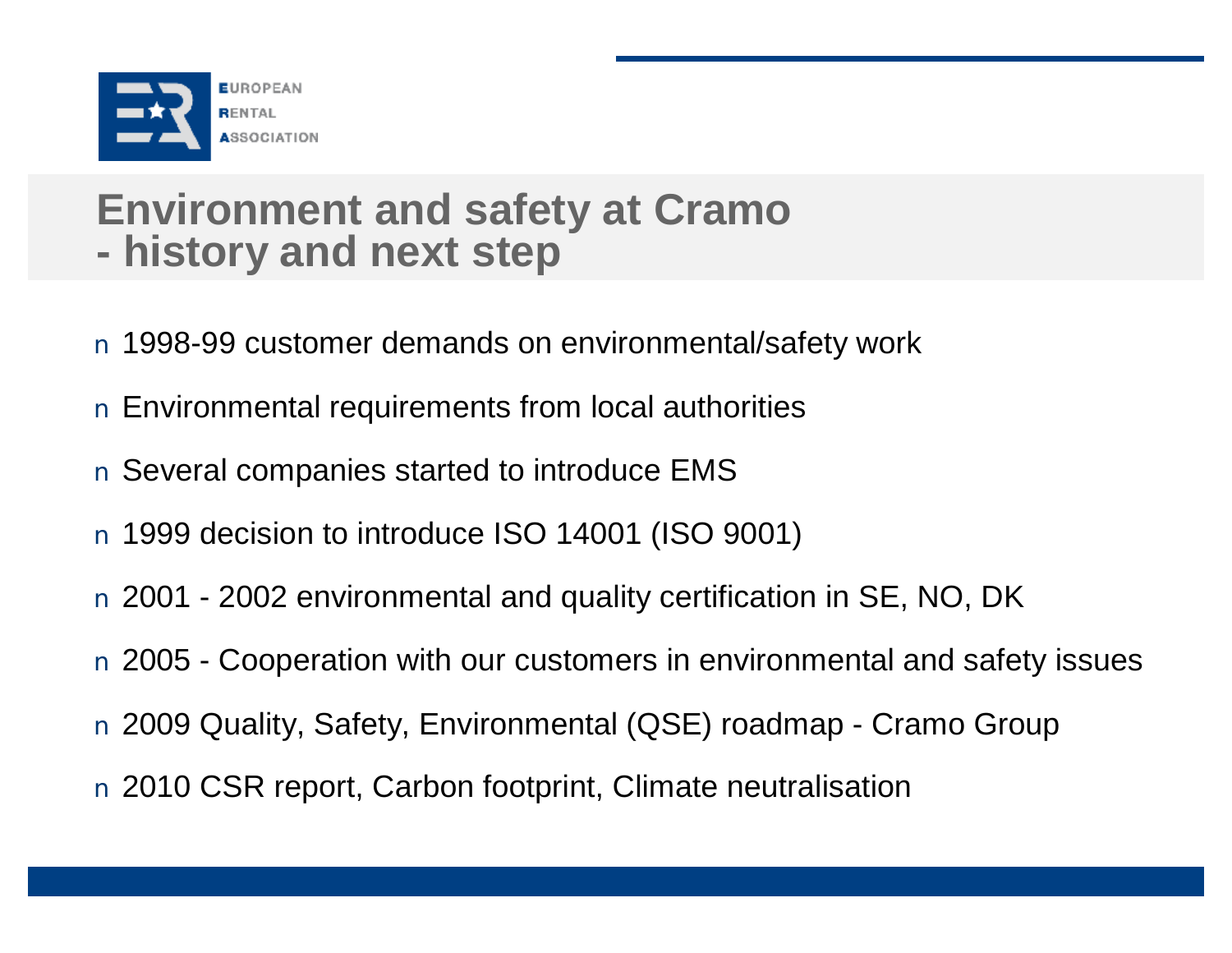# Environment and safety at Cramo - history and next step

- 1998-99 customer demands on environmental/safety work
- Environmental requirements from local authorities
- Several companies started to introduce EMS
- 1999 decision to introduce ISO 14001 (ISO 9001)
- 2001 - 2002 environmental and quality certification in SE, NO, DK
- 2005 - Cooperation with our customers in environmental and safety issues
- 2009 Quality, Safety, Environmental (QSE) roadmap - Cramo Group
- 2010 CSR report, Carbon footprint, Climate neutralisation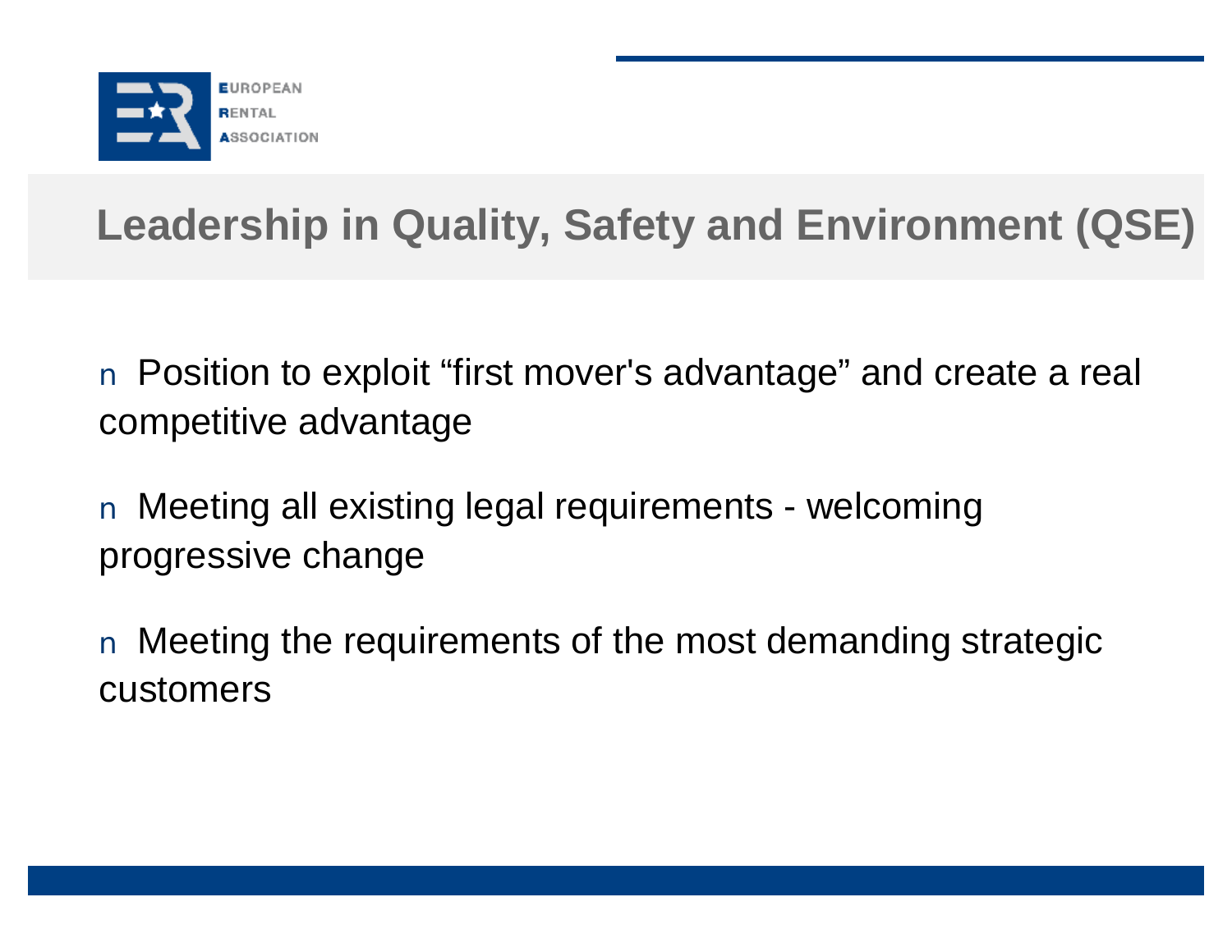# Leadership in Quality, Safety and Environment (QSE)

- Position to exploit “first mover's advantage” and create a real competitive advantage
- Meeting all existing legal requirements - welcoming progressive change
- Meeting the requirements of the most demanding strategic customers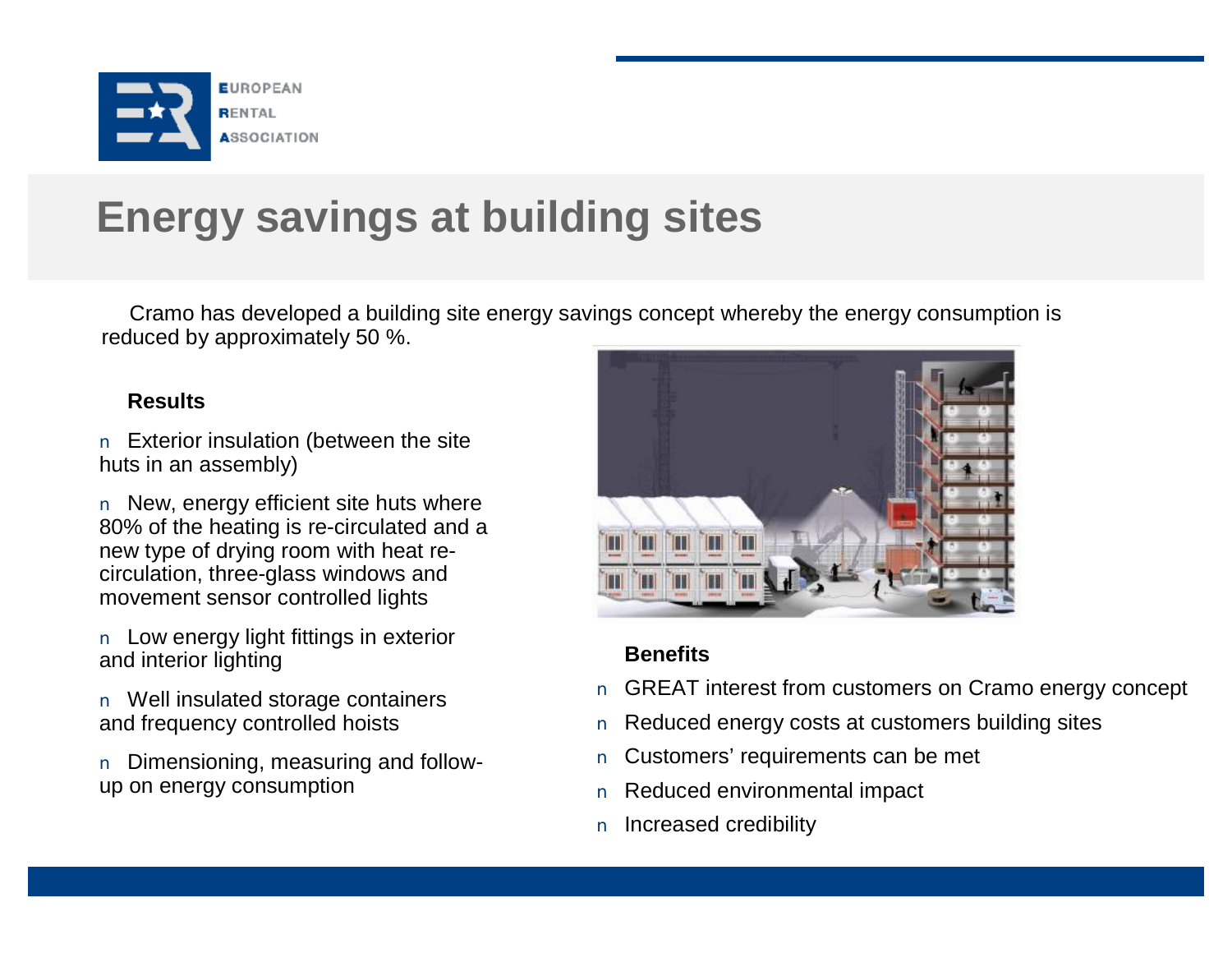# Energy savings at building sites

Cramo has developed a building site energy savings concept whereby the energy consumption is reduced by approximately 50 %.

**Results**

- Exterior insulation (between the site huts in an assembly)
- New, energy efficient site huts where 80% of the heating is re-circulated and a new type of drying room with heat re-circulation, three-glass windows and movement sensor controlled lights
- Low energy light fittings in exterior and interior lighting
- Well insulated storage containers and frequency controlled hoists
- Dimensioning, measuring and follow-up on energy consumption

**Benefits**

- GREAT interest from customers on Cramo energy concept
- Reduced energy costs at customers building sites
- Customers' requirements can be met
- Reduced environmental impact
- Increased credibility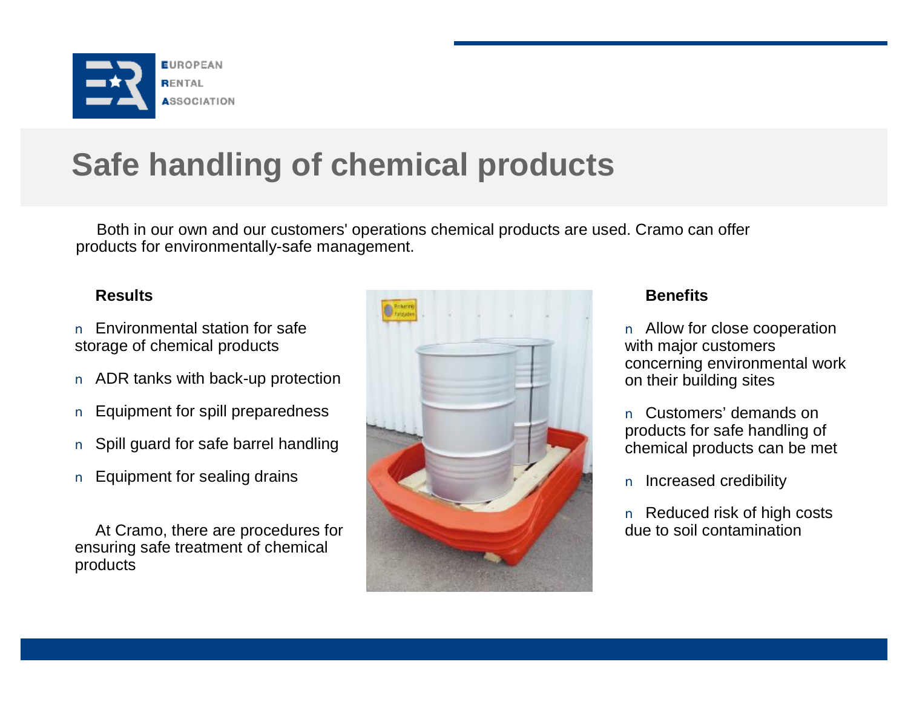# Safe handling of chemical products

Both in our own and our customers' operations chemical products are used. Cramo can offer products for environmentally-safe management.

**Results**

- Environmental station for safe storage of chemical products
- ADR tanks with back-up protection
- Equipment for spill preparedness
- Spill guard for safe barrel handling
- Equipment for sealing drains

At Cramo, there are procedures for ensuring safe treatment of chemical products

**Benefits**

- Allow for close cooperation with major customers concerning environmental work on their building sites
- Customers' demands on products for safe handling of chemical products can be met
- Increased credibility
- Reduced risk of high costs due to soil contamination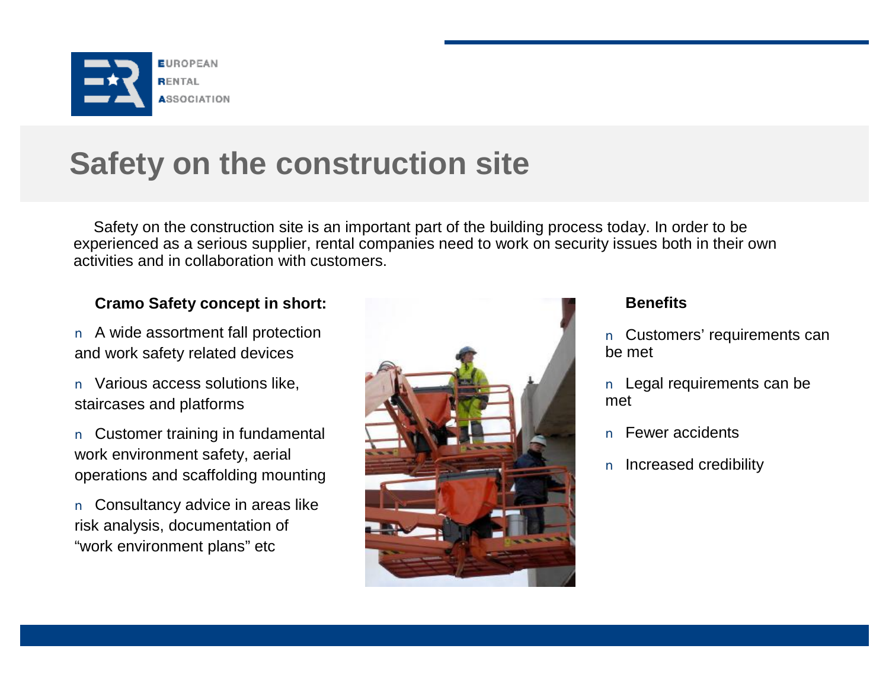# Safety on the construction site

Safety on the construction site is an important part of the building process today. In order to be experienced as a serious supplier, rental companies need to work on security issues both in their own activities and in collaboration with customers.

**Cramo Safety concept in short:**

- A wide assortment fall protection and work safety related devices
- Various access solutions like, staircases and platforms
- Customer training in fundamental work environment safety, aerial operations and scaffolding mounting
- Consultancy advice in areas like risk analysis, documentation of “work environment plans” etc

**Benefits**

- Customers’ requirements can be met
- Legal requirements can be met
- Fewer accidents
- Increased credibility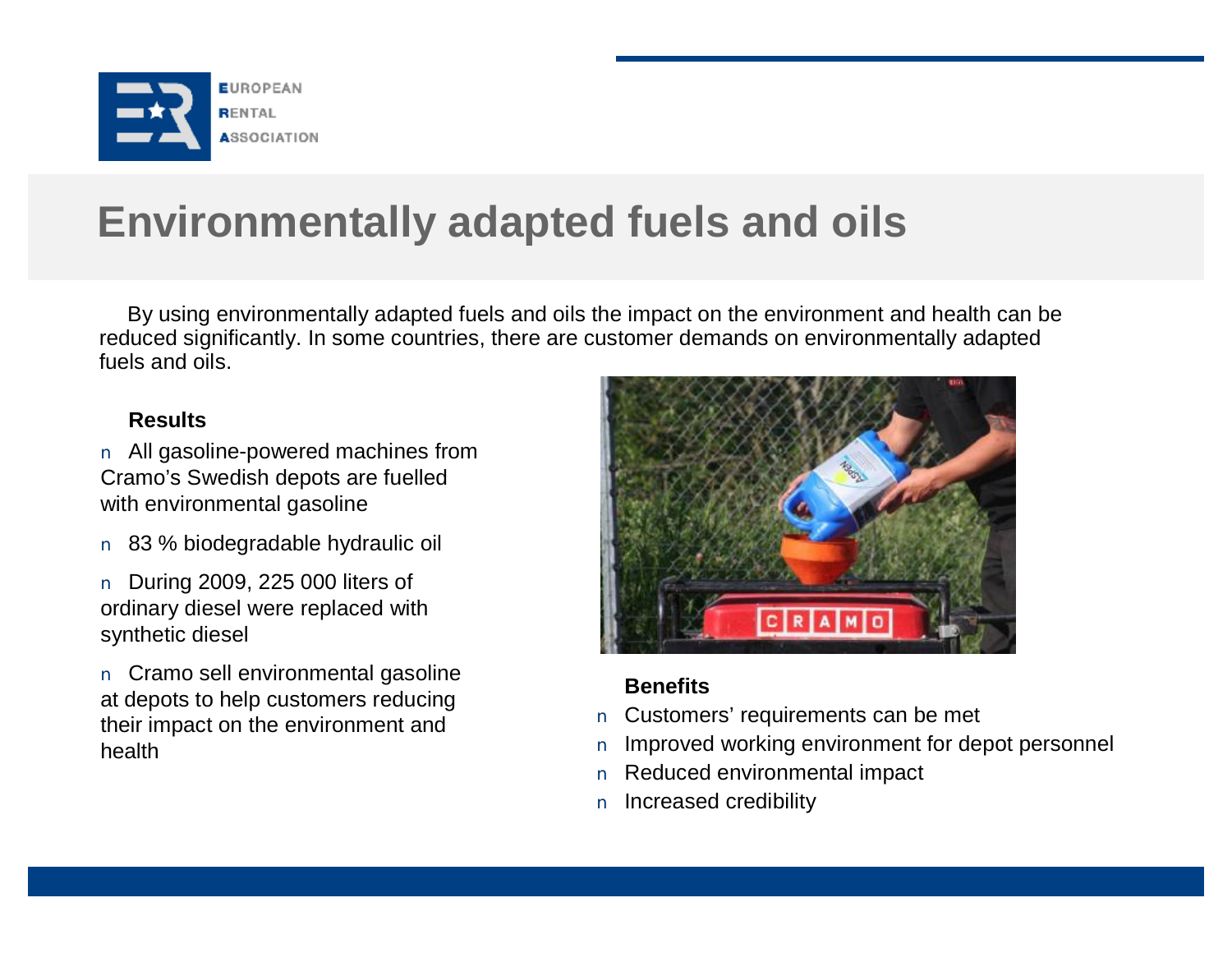# Environmentally adapted fuels and oils

By using environmentally adapted fuels and oils the impact on the environment and health can be reduced significantly. In some countries, there are customer demands on environmentally adapted fuels and oils.

**Results**

- All gasoline-powered machines from Cramo's Swedish depots are fuelled with environmental gasoline
- 83 % biodegradable hydraulic oil
- During 2009, 225 000 liters of ordinary diesel were replaced with synthetic diesel
- Cramo sell environmental gasoline at depots to help customers reducing their impact on the environment and health

**Benefits**

- Customers' requirements can be met
- Improved working environment for depot personnel
- Reduced environmental impact
- Increased credibility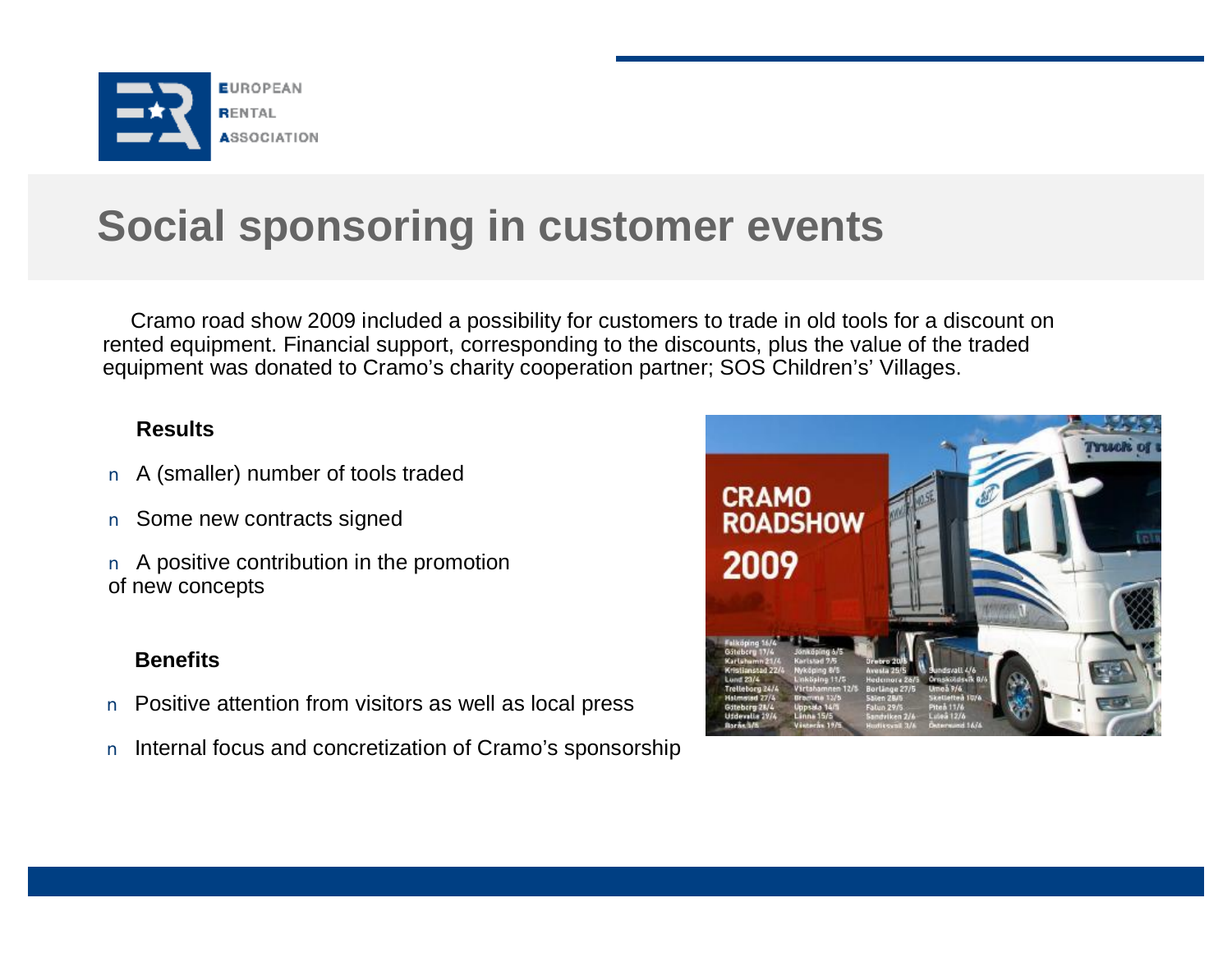# Social sponsoring in customer events

Cramo road show 2009 included a possibility for customers to trade in old tools for a discount on rented equipment. Financial support, corresponding to the discounts, plus the value of the traded equipment was donated to Cramo's charity cooperation partner; SOS Children's' Villages.

**Results**

- A (smaller) number of tools traded
- Some new contracts signed
- A positive contribution in the promotion of new concepts

**Benefits**

- Positive attention from visitors as well as local press
- Internal focus and concretization of Cramo's sponsorship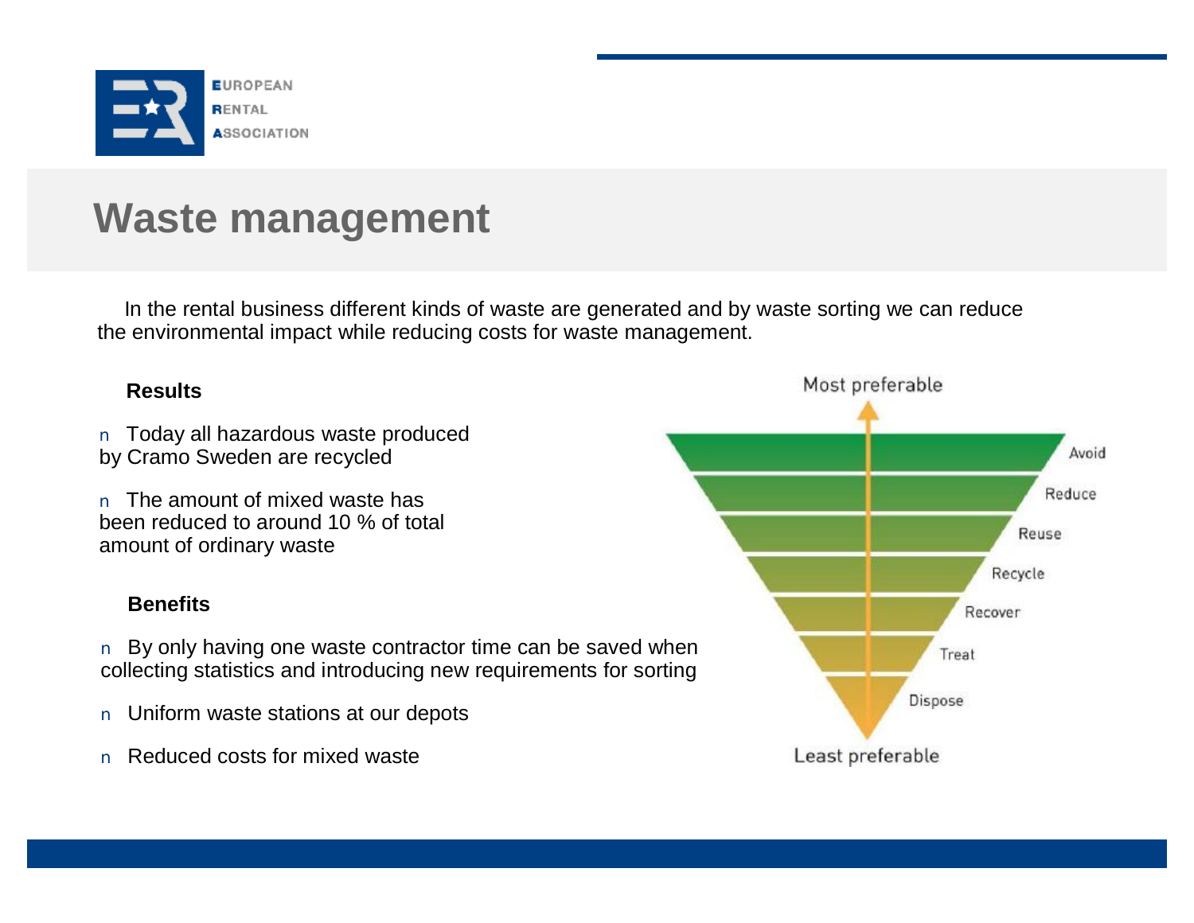# Waste management

In the rental business different kinds of waste are generated and by waste sorting we can reduce the environmental impact while reducing costs for waste management.

**Results**

- Today all hazardous waste produced by Cramo Sweden are recycled
- The amount of mixed waste has been reduced to around 10 % of total amount of ordinary waste

**Benefits**

- By only having one waste contractor time can be saved when collecting statistics and introducing new requirements for sorting
- Uniform waste stations at our depots
- Reduced costs for mixed waste

Most preferable

- Avoid
- Reduce
- Reuse
- Recycle
- Recover
- Treat
- Dispose

Least preferable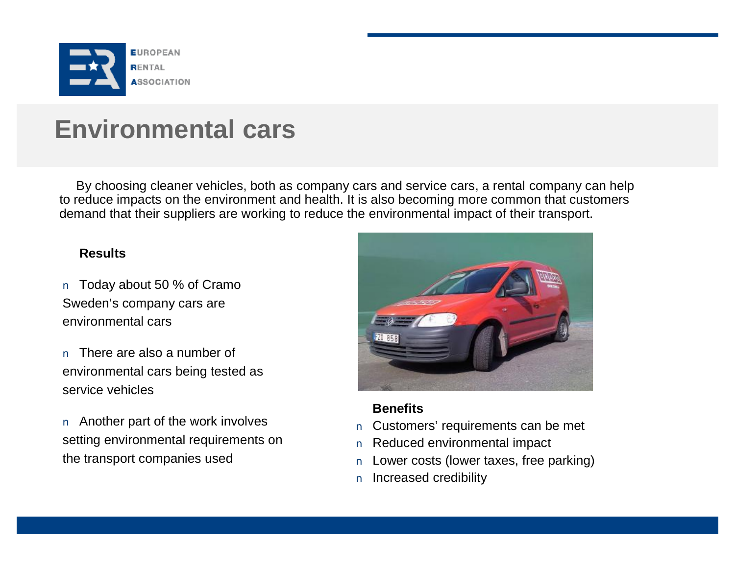# Environmental cars

By choosing cleaner vehicles, both as company cars and service cars, a rental company can help to reduce impacts on the environment and health. It is also becoming more common that customers demand that their suppliers are working to reduce the environmental impact of their transport.

**Results**

- Today about 50 % of Cramo Sweden's company cars are environmental cars
- There are also a number of environmental cars being tested as service vehicles
- Another part of the work involves setting environmental requirements on the transport companies used

**Benefits**

- Customers' requirements can be met
- Reduced environmental impact
- Lower costs (lower taxes, free parking)
- Increased credibility